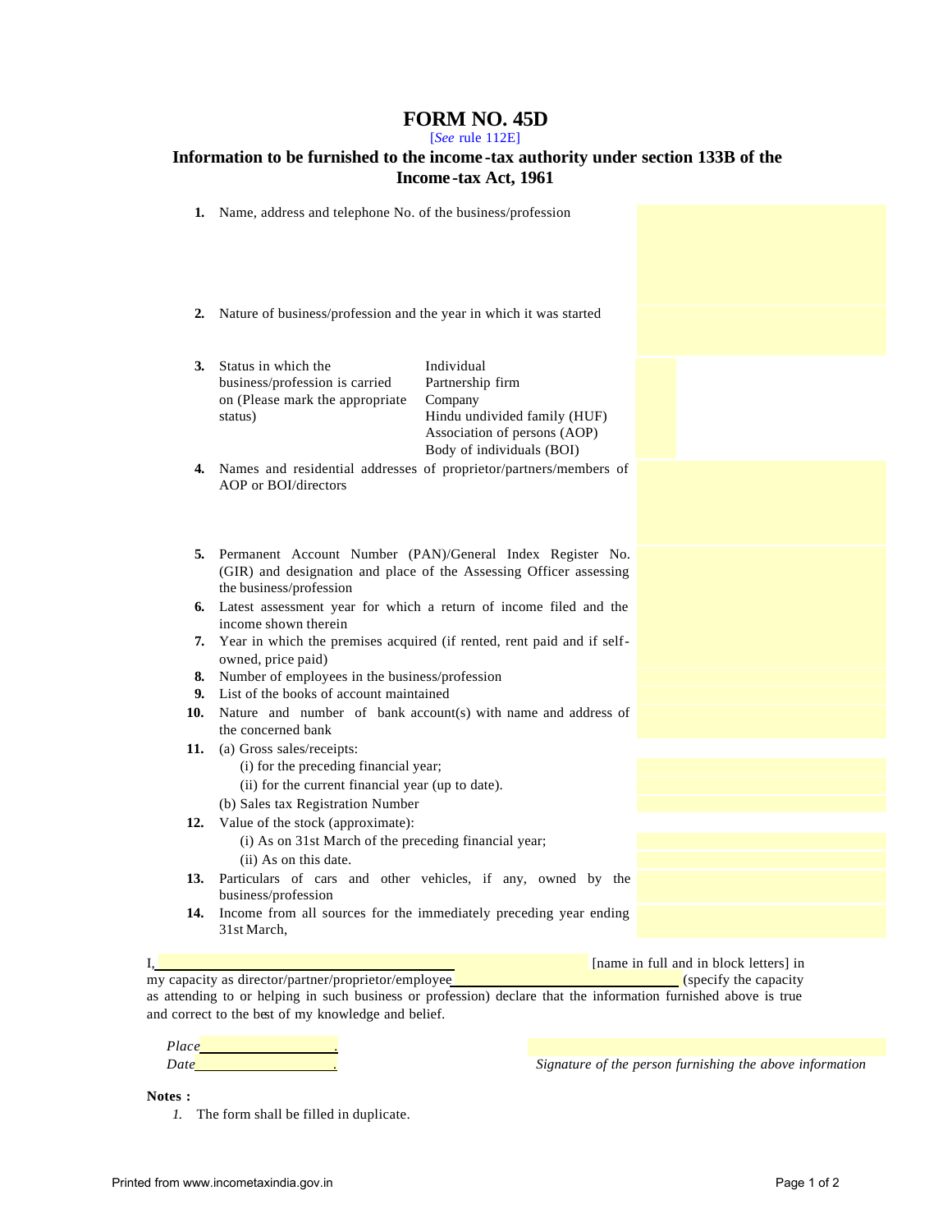# FORM NO. 45D

[*See* rule 112E]

## Information to be furnished to the income-tax authority under section 133B of the Income-tax Act, 1961

| | | |
|---|---|---|
| **1.** | Name, address and telephone No. of the business/profession | |
| **2.** | Nature of business/profession and the year in which it was started | |
| **3.** | Status in which the business/profession is carried on (Please mark the appropriate status) | Individual<br>Partnership firm<br>Company<br>Hindu undivided family (HUF)<br>Association of persons (AOP)<br>Body of individuals (BOI) |
| **4.** | Names and residential addresses of proprietor/partners/members of AOP or BOI/directors | |
| **5.** | Permanent Account Number (PAN)/General Index Register No. (GIR) and designation and place of the Assessing Officer assessing the business/profession | |
| **6.** | Latest assessment year for which a return of income filed and the income shown therein | |
| **7.** | Year in which the premises acquired (if rented, rent paid and if self-owned, price paid) | |
| **8.** | Number of employees in the business/profession | |
| **9.** | List of the books of account maintained | |
| **10.** | Nature and number of bank account(s) with name and address of the concerned bank | |
| **11.** | (a) Gross sales/receipts:<br>(i) for the preceding financial year;<br>(ii) for the current financial year (up to date).<br>(b) Sales tax Registration Number | |
| **12.** | Value of the stock (approximate):<br>(i) As on 31st March of the preceding financial year;<br>(ii) As on this date. | |
| **13.** | Particulars of cars and other vehicles, if any, owned by the business/profession | |
| **14.** | Income from all sources for the immediately preceding year ending 31st March, | |

I,\_\_\_\_\_\_\_\_\_\_\_\_\_\_\_\_\_\_\_\_\_\_\_\_\_\_\_\_\_\_ [name in full and in block letters] in my capacity as director/partner/proprietor/employee\_\_\_\_\_\_\_\_\_\_\_\_\_\_\_\_\_\_\_\_\_\_\_\_ (specify the capacity as attending to or helping in such business or profession) declare that the information furnished above is true and correct to the best of my knowledge and belief.

*Place*\_\_\_\_\_\_\_\_\_\_\_\_\_\_\_\_.

*Date*\_\_\_\_\_\_\_\_\_\_\_\_\_\_\_\_.

*Signature of the person furnishing the above information*

**Notes :**

*1.* The form shall be filled in duplicate.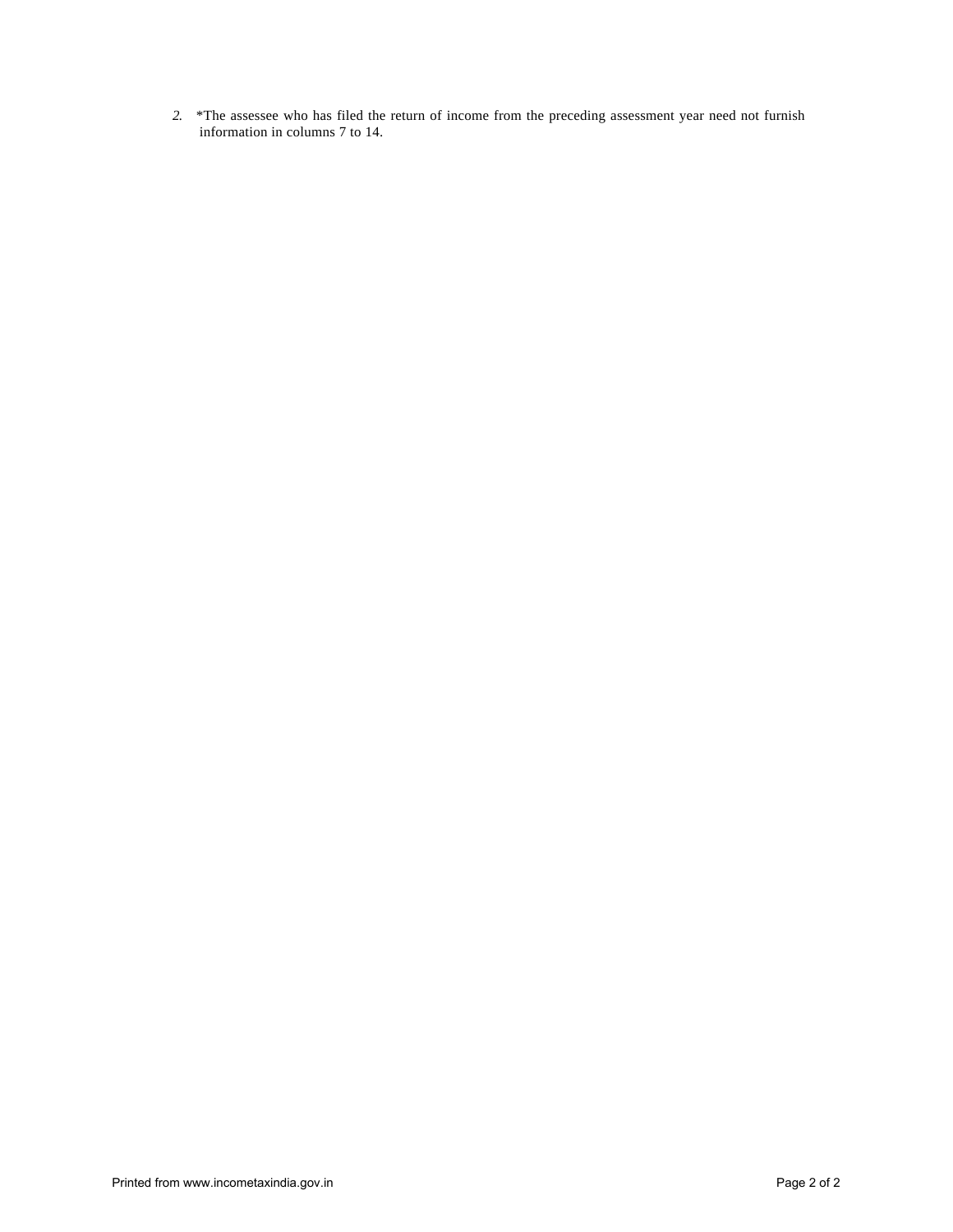2. *The assessee who has filed the return of income from the preceding assessment year need not furnish information in columns 7 to 14.